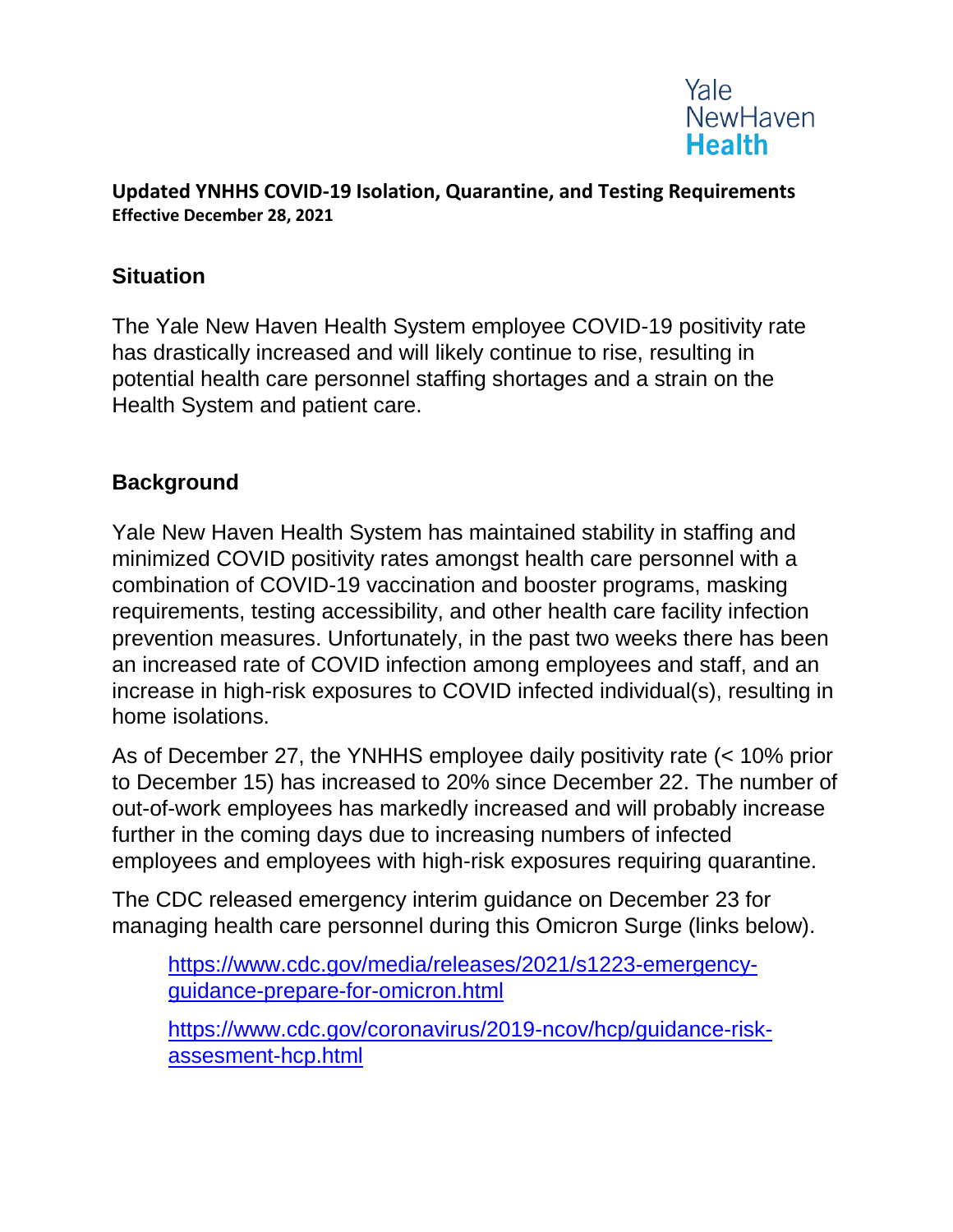Yale NewHaven Health

**Updated YNHHS COVID-19 Isolation, Quarantine, and Testing Requirements**
**Effective December 28, 2021**

## Situation

The Yale New Haven Health System employee COVID-19 positivity rate has drastically increased and will likely continue to rise, resulting in potential health care personnel staffing shortages and a strain on the Health System and patient care.

## Background

Yale New Haven Health System has maintained stability in staffing and minimized COVID positivity rates amongst health care personnel with a combination of COVID-19 vaccination and booster programs, masking requirements, testing accessibility, and other health care facility infection prevention measures. Unfortunately, in the past two weeks there has been an increased rate of COVID infection among employees and staff, and an increase in high-risk exposures to COVID infected individual(s), resulting in home isolations.

As of December 27, the YNHHS employee daily positivity rate (< 10% prior to December 15) has increased to 20% since December 22. The number of out-of-work employees has markedly increased and will probably increase further in the coming days due to increasing numbers of infected employees and employees with high-risk exposures requiring quarantine.

The CDC released emergency interim guidance on December 23 for managing health care personnel during this Omicron Surge (links below).

> https://www.cdc.gov/media/releases/2021/s1223-emergency-guidance-prepare-for-omicron.html
>
> https://www.cdc.gov/coronavirus/2019-ncov/hcp/guidance-risk-assesment-hcp.html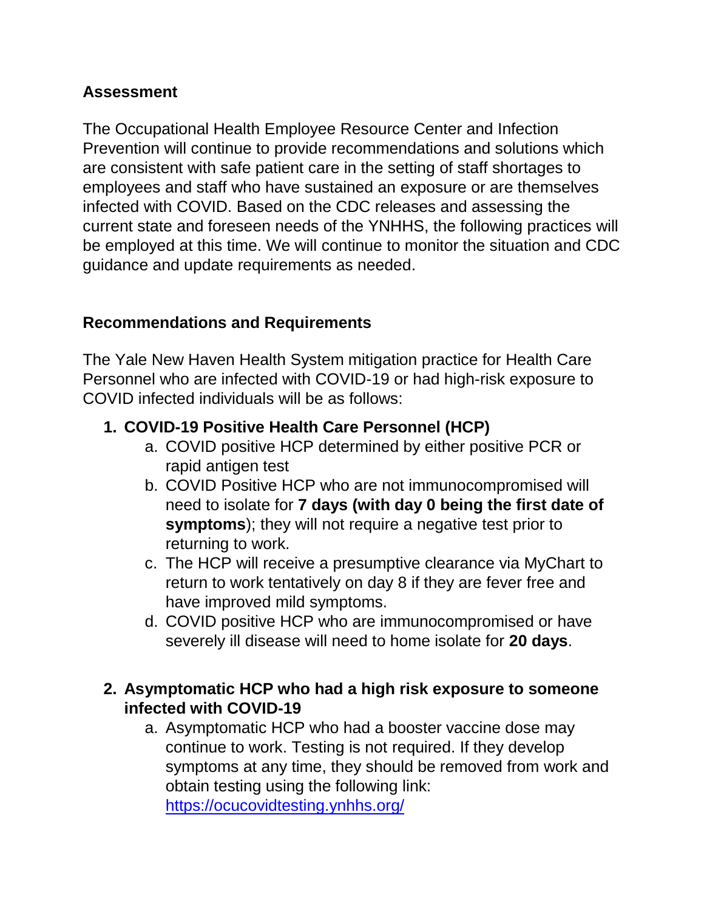## Assessment

The Occupational Health Employee Resource Center and Infection Prevention will continue to provide recommendations and solutions which are consistent with safe patient care in the setting of staff shortages to employees and staff who have sustained an exposure or are themselves infected with COVID. Based on the CDC releases and assessing the current state and foreseen needs of the YNHHS, the following practices will be employed at this time. We will continue to monitor the situation and CDC guidance and update requirements as needed.

## Recommendations and Requirements

The Yale New Haven Health System mitigation practice for Health Care Personnel who are infected with COVID-19 or had high-risk exposure to COVID infected individuals will be as follows:

1. **COVID-19 Positive Health Care Personnel (HCP)**
   a. COVID positive HCP determined by either positive PCR or rapid antigen test
   b. COVID Positive HCP who are not immunocompromised will need to isolate for **7 days (with day 0 being the first date of symptoms**); they will not require a negative test prior to returning to work.
   c. The HCP will receive a presumptive clearance via MyChart to return to work tentatively on day 8 if they are fever free and have improved mild symptoms.
   d. COVID positive HCP who are immunocompromised or have severely ill disease will need to home isolate for **20 days**.

2. **Asymptomatic HCP who had a high risk exposure to someone infected with COVID-19**
   a. Asymptomatic HCP who had a booster vaccine dose may continue to work. Testing is not required. If they develop symptoms at any time, they should be removed from work and obtain testing using the following link: https://ocucovidtesting.ynhhs.org/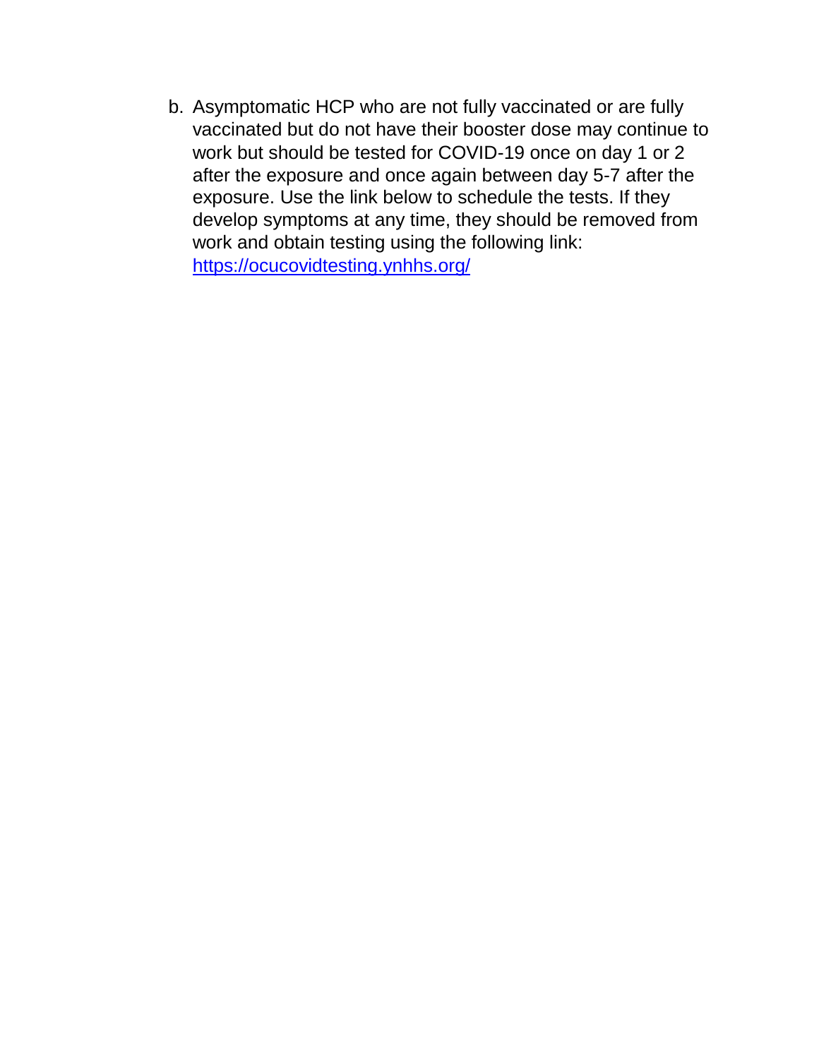b. Asymptomatic HCP who are not fully vaccinated or are fully vaccinated but do not have their booster dose may continue to work but should be tested for COVID-19 once on day 1 or 2 after the exposure and once again between day 5-7 after the exposure. Use the link below to schedule the tests. If they develop symptoms at any time, they should be removed from work and obtain testing using the following link: [https://ocucovidtesting.ynhhs.org/](https://ocucovidtesting.ynhhs.org/)